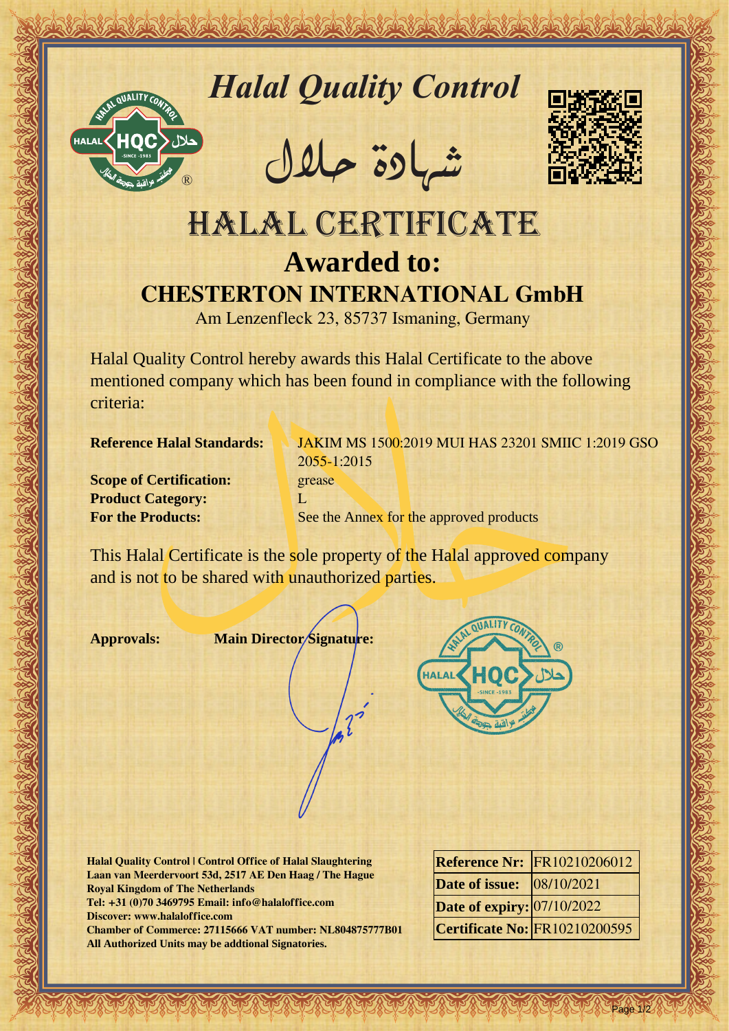# *Halal Quality Control*

شهادة حلال

# HALAL CERTIFICATE

## Awarded to:

## CHESTERTON INTERNATIONAL GmbH

Am Lenzenfleck 23, 85737 Ismaning, Germany

Halal Quality Control hereby awards this Halal Certificate to the above mentioned company which has been found in compliance with the following criteria:

**Reference Halal Standards:** JAKIM MS 1500:2019 MUI HAS 23201 SMIIC 1:2019 GSO 2055-1:2015

**Scope of Certification:** grease

**Product Category:** L

**For the Products:** See the Annex for the approved products

This Halal Certificate is the sole property of the Halal approved company and is not to be shared with unauthorized parties.

**Approvals:** **Main Director Signature:**

**Halal Quality Control | Control Office of Halal Slaughtering**
**Laan van Meerdervoort 53d, 2517 AE Den Haag / The Hague**
**Royal Kingdom of The Netherlands**
**Tel: +31 (0)70 3469795 Email: info@halaloffice.com**
**Discover: www.halaloffice.com**
**Chamber of Commerce: 27115666 VAT number: NL804875777B01**
**All Authorized Units may be addtional Signatories.**

| | |
|---|---|
| **Reference Nr:** | FR10210206012 |
| **Date of issue:** | 08/10/2021 |
| **Date of expiry:** | 07/10/2022 |
| **Certificate No:** | FR10210200595 |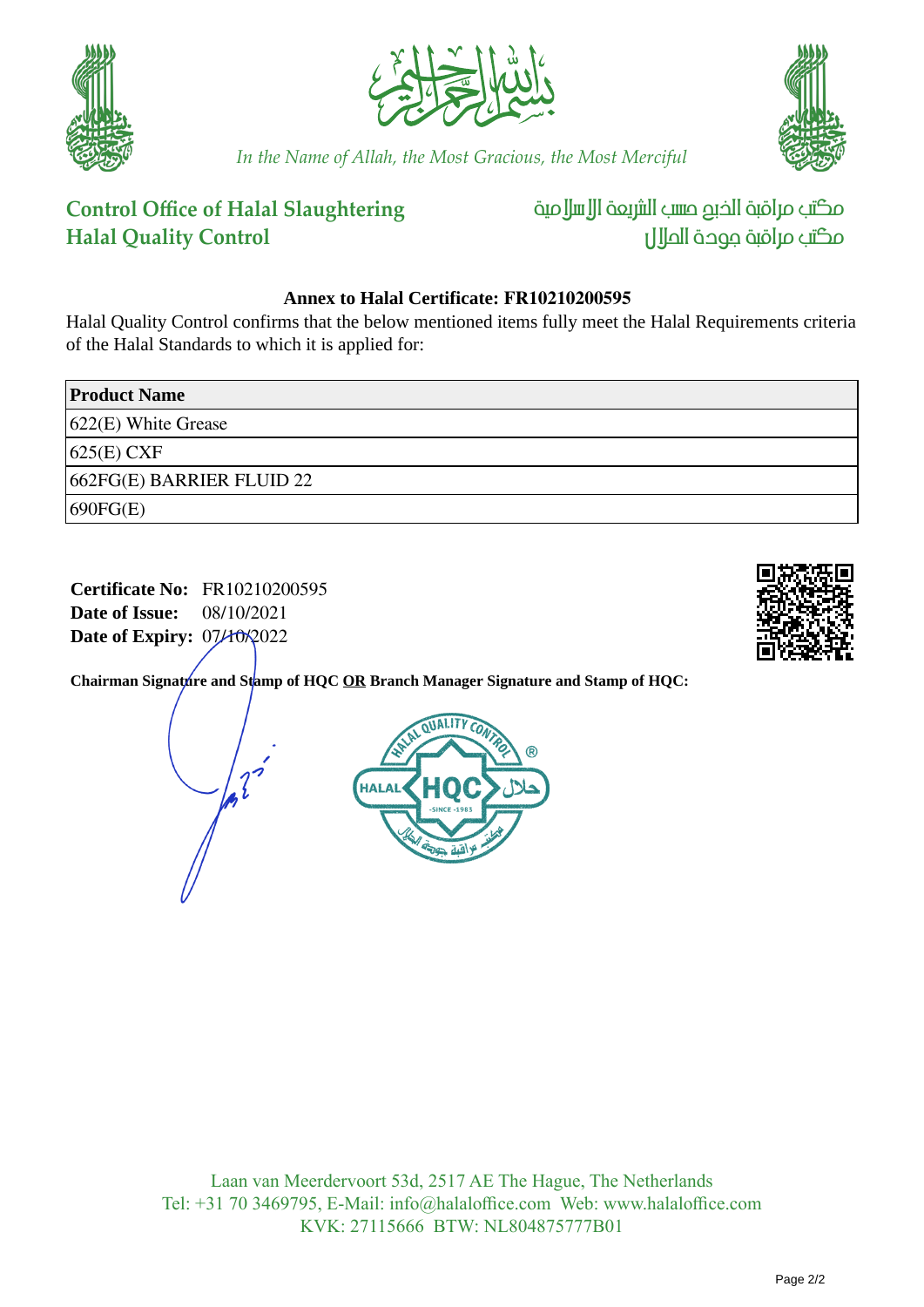بسم الله الرحمن الرحيم

*In the Name of Allah, the Most Gracious, the Most Merciful*

**Control Office of Halal Slaughtering**
**Halal Quality Control**

مكتب مراقبة الذبح حسب الشريعة الإسلامية
مكتب مراقبة جودة الحلال

### Annex to Halal Certificate: FR10210200595

Halal Quality Control confirms that the below mentioned items fully meet the Halal Requirements criteria of the Halal Standards to which it is applied for:

| Product Name |
|---|
| 622(E) White Grease |
| 625(E) CXF |
| 662FG(E) BARRIER FLUID 22 |
| 690FG(E) |

**Certificate No:** FR10210200595
**Date of Issue:** 08/10/2021
**Date of Expiry:** 07/10/2022

**Chairman Signature and Stamp of HQC OR Branch Manager Signature and Stamp of HQC:**

HALAL QUALITY CONTROL ® HALAL HQC -SINCE -1983 حلال مكتب مراقبة جودة الحلال

Laan van Meerdervoort 53d, 2517 AE The Hague, The Netherlands
Tel: +31 70 3469795, E-Mail: info@halaloffice.com Web: www.halaloffice.com
KVK: 27115666 BTW: NL804875777B01